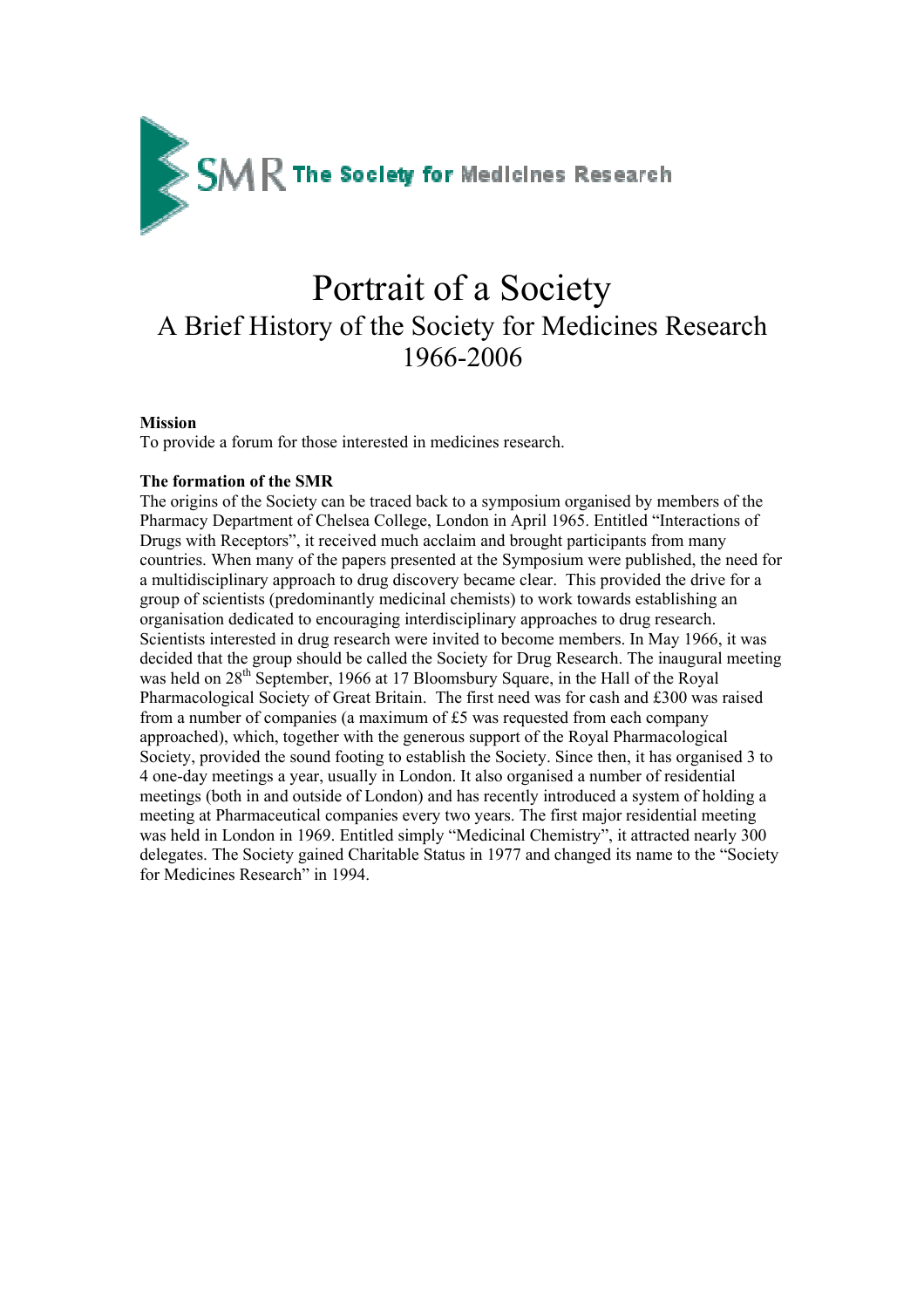SMR The Society for Medicines Research

# Portrait of a Society

## A Brief History of the Society for Medicines Research 1966-2006

**Mission**

To provide a forum for those interested in medicines research.

**The formation of the SMR**

The origins of the Society can be traced back to a symposium organised by members of the Pharmacy Department of Chelsea College, London in April 1965. Entitled "Interactions of Drugs with Receptors", it received much acclaim and brought participants from many countries. When many of the papers presented at the Symposium were published, the need for a multidisciplinary approach to drug discovery became clear. This provided the drive for a group of scientists (predominantly medicinal chemists) to work towards establishing an organisation dedicated to encouraging interdisciplinary approaches to drug research. Scientists interested in drug research were invited to become members. In May 1966, it was decided that the group should be called the Society for Drug Research. The inaugural meeting was held on 28th September, 1966 at 17 Bloomsbury Square, in the Hall of the Royal Pharmacological Society of Great Britain. The first need was for cash and £300 was raised from a number of companies (a maximum of £5 was requested from each company approached), which, together with the generous support of the Royal Pharmacological Society, provided the sound footing to establish the Society. Since then, it has organised 3 to 4 one-day meetings a year, usually in London. It also organised a number of residential meetings (both in and outside of London) and has recently introduced a system of holding a meeting at Pharmaceutical companies every two years. The first major residential meeting was held in London in 1969. Entitled simply "Medicinal Chemistry", it attracted nearly 300 delegates. The Society gained Charitable Status in 1977 and changed its name to the "Society for Medicines Research" in 1994.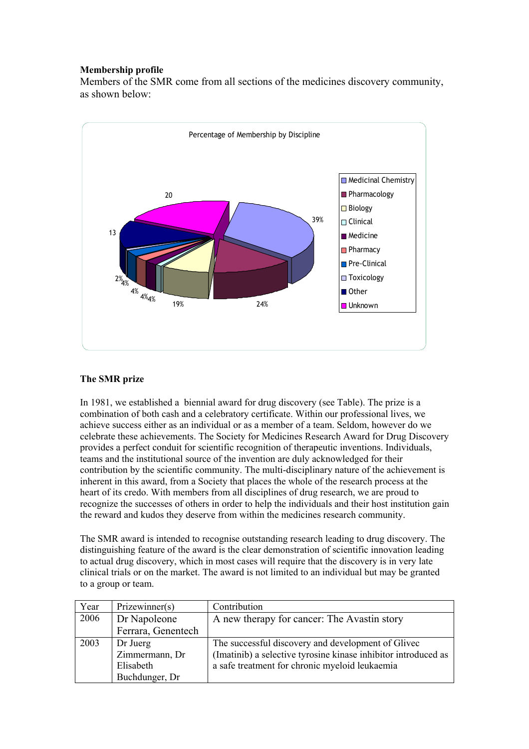**Membership profile**

Members of the SMR come from all sections of the medicines discovery community, as shown below:

Percentage of Membership by Discipline

- Medicinal Chemistry 39%
- Pharmacology 24%
- Biology 19%
- Clinical 4%
- Medicine 4%
- Pharmacy 4%
- Pre-Clinical 4%
- Toxicology 2%
- Other 13
- Unknown 20

**The SMR prize**

In 1981, we established a biennial award for drug discovery (see Table). The prize is a combination of both cash and a celebratory certificate. Within our professional lives, we achieve success either as an individual or as a member of a team. Seldom, however do we celebrate these achievements. The Society for Medicines Research Award for Drug Discovery provides a perfect conduit for scientific recognition of therapeutic inventions. Individuals, teams and the institutional source of the invention are duly acknowledged for their contribution by the scientific community. The multi-disciplinary nature of the achievement is inherent in this award, from a Society that places the whole of the research process at the heart of its credo. With members from all disciplines of drug research, we are proud to recognize the successes of others in order to help the individuals and their host institution gain the reward and kudos they deserve from within the medicines research community.

The SMR award is intended to recognise outstanding research leading to drug discovery. The distinguishing feature of the award is the clear demonstration of scientific innovation leading to actual drug discovery, which in most cases will require that the discovery is in very late clinical trials or on the market. The award is not limited to an individual but may be granted to a group or team.

| Year | Prizewinner(s) | Contribution |
|---|---|---|
| 2006 | Dr Napoleone Ferrara, Genentech | A new therapy for cancer: The Avastin story |
| 2003 | Dr Juerg Zimmermann, Dr Elisabeth Buchdunger, Dr | The successful discovery and development of Glivec (Imatinib) a selective tyrosine kinase inhibitor introduced as a safe treatment for chronic myeloid leukaemia |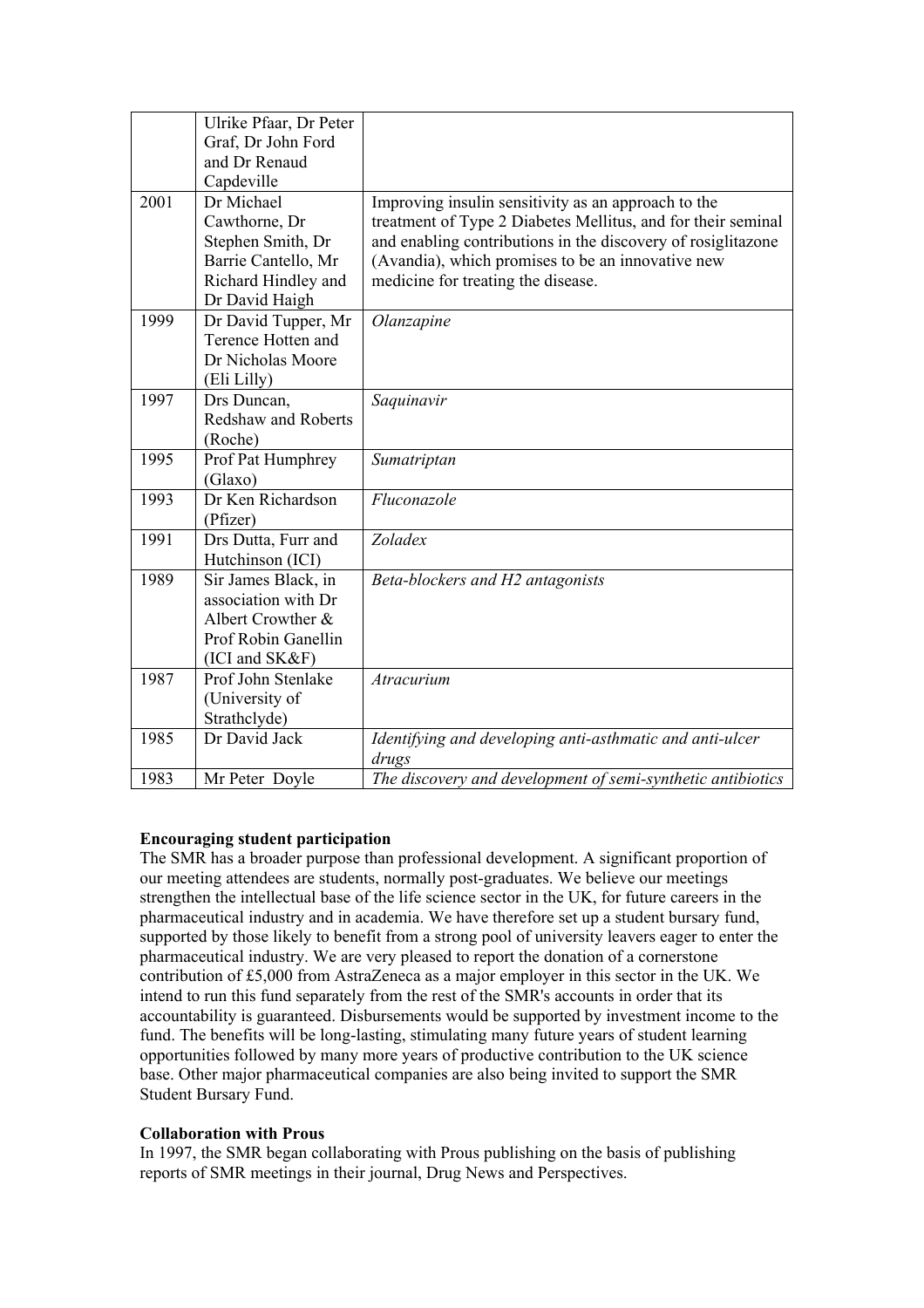| | | |
|---|---|---|
| | Ulrike Pfaar, Dr Peter Graf, Dr John Ford and Dr Renaud Capdeville | |
| 2001 | Dr Michael Cawthorne, Dr Stephen Smith, Dr Barrie Cantello, Mr Richard Hindley and Dr David Haigh | Improving insulin sensitivity as an approach to the treatment of Type 2 Diabetes Mellitus, and for their seminal and enabling contributions in the discovery of rosiglitazone (Avandia), which promises to be an innovative new medicine for treating the disease. |
| 1999 | Dr David Tupper, Mr Terence Hotten and Dr Nicholas Moore (Eli Lilly) | *Olanzapine* |
| 1997 | Drs Duncan, Redshaw and Roberts (Roche) | *Saquinavir* |
| 1995 | Prof Pat Humphrey (Glaxo) | *Sumatriptan* |
| 1993 | Dr Ken Richardson (Pfizer) | *Fluconazole* |
| 1991 | Drs Dutta, Furr and Hutchinson (ICI) | *Zoladex* |
| 1989 | Sir James Black, in association with Dr Albert Crowther & Prof Robin Ganellin (ICI and SK&F) | *Beta-blockers and H2 antagonists* |
| 1987 | Prof John Stenlake (University of Strathclyde) | *Atracurium* |
| 1985 | Dr David Jack | *Identifying and developing anti-asthmatic and anti-ulcer drugs* |
| 1983 | Mr Peter Doyle | *The discovery and development of semi-synthetic antibiotics* |

**Encouraging student participation**

The SMR has a broader purpose than professional development. A significant proportion of our meeting attendees are students, normally post-graduates. We believe our meetings strengthen the intellectual base of the life science sector in the UK, for future careers in the pharmaceutical industry and in academia. We have therefore set up a student bursary fund, supported by those likely to benefit from a strong pool of university leavers eager to enter the pharmaceutical industry. We are very pleased to report the donation of a cornerstone contribution of £5,000 from AstraZeneca as a major employer in this sector in the UK. We intend to run this fund separately from the rest of the SMR's accounts in order that its accountability is guaranteed. Disbursements would be supported by investment income to the fund. The benefits will be long-lasting, stimulating many future years of student learning opportunities followed by many more years of productive contribution to the UK science base. Other major pharmaceutical companies are also being invited to support the SMR Student Bursary Fund.

**Collaboration with Prous**

In 1997, the SMR began collaborating with Prous publishing on the basis of publishing reports of SMR meetings in their journal, Drug News and Perspectives.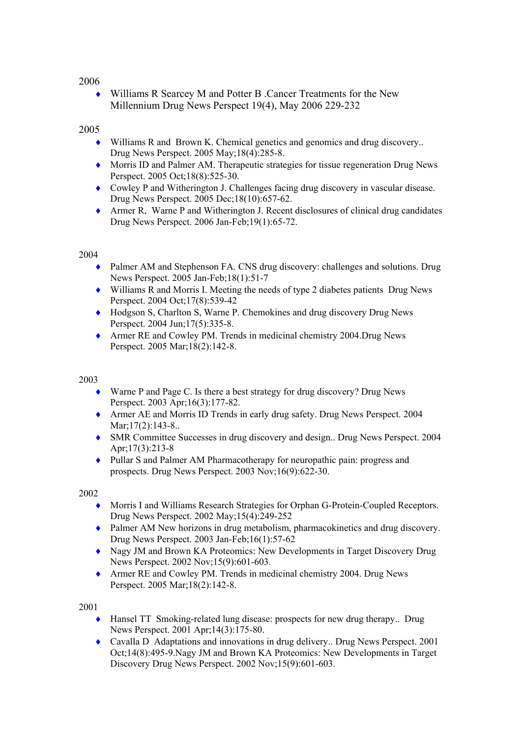2006

- Williams R Searcey M and Potter B .Cancer Treatments for the New Millennium Drug News Perspect 19(4), May 2006 229-232

2005

- Williams R and  Brown K. Chemical genetics and genomics and drug discovery.. Drug News Perspect. 2005 May;18(4):285-8.
- Morris ID and Palmer AM. Therapeutic strategies for tissue regeneration Drug News Perspect. 2005 Oct;18(8):525-30.
- Cowley P and Witherington J. Challenges facing drug discovery in vascular disease. Drug News Perspect. 2005 Dec;18(10):657-62.
- Armer R,  Warne P and Witherington J. Recent disclosures of clinical drug candidates Drug News Perspect. 2006 Jan-Feb;19(1):65-72.

2004

- Palmer AM and Stephenson FA. CNS drug discovery: challenges and solutions. Drug News Perspect. 2005 Jan-Feb;18(1):51-7
- Williams R and Morris I. Meeting the needs of type 2 diabetes patients  Drug News Perspect. 2004 Oct;17(8):539-42
- Hodgson S, Charlton S, Warne P. Chemokines and drug discovery Drug News Perspect. 2004 Jun;17(5):335-8.
- Armer RE and Cowley PM. Trends in medicinal chemistry 2004.Drug News Perspect. 2005 Mar;18(2):142-8.

2003

- Warne P and Page C. Is there a best strategy for drug discovery? Drug News Perspect. 2003 Apr;16(3):177-82.
- Armer AE and Morris ID Trends in early drug safety. Drug News Perspect. 2004 Mar;17(2):143-8..
- SMR Committee Successes in drug discovery and design.. Drug News Perspect. 2004 Apr;17(3):213-8
- Pullar S and Palmer AM Pharmacotherapy for neuropathic pain: progress and prospects. Drug News Perspect. 2003 Nov;16(9):622-30.

2002

- Morris I and Williams Research Strategies for Orphan G-Protein-Coupled Receptors. Drug News Perspect. 2002 May;15(4):249-252
- Palmer AM New horizons in drug metabolism, pharmacokinetics and drug discovery. Drug News Perspect. 2003 Jan-Feb;16(1):57-62
- Nagy JM and Brown KA Proteomics: New Developments in Target Discovery Drug News Perspect. 2002 Nov;15(9):601-603.
- Armer RE and Cowley PM. Trends in medicinal chemistry 2004. Drug News Perspect. 2005 Mar;18(2):142-8.

2001

- Hansel TT  Smoking-related lung disease: prospects for new drug therapy..  Drug News Perspect. 2001 Apr;14(3):175-80.
- Cavalla D  Adaptations and innovations in drug delivery.. Drug News Perspect. 2001 Oct;14(8):495-9.Nagy JM and Brown KA Proteomics: New Developments in Target Discovery Drug News Perspect. 2002 Nov;15(9):601-603.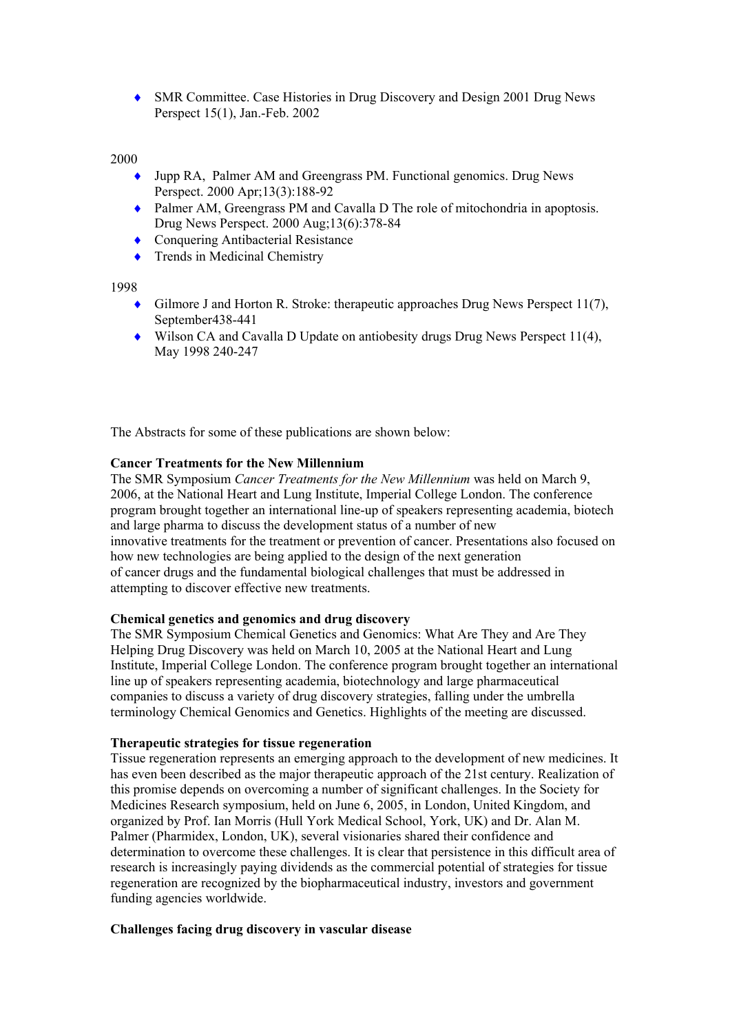- SMR Committee. Case Histories in Drug Discovery and Design 2001 Drug News Perspect 15(1), Jan.-Feb. 2002

2000

- Jupp RA, Palmer AM and Greengrass PM. Functional genomics. Drug News Perspect. 2000 Apr;13(3):188-92
- Palmer AM, Greengrass PM and Cavalla D The role of mitochondria in apoptosis. Drug News Perspect. 2000 Aug;13(6):378-84
- Conquering Antibacterial Resistance
- Trends in Medicinal Chemistry

1998

- Gilmore J and Horton R. Stroke: therapeutic approaches Drug News Perspect 11(7), September438-441
- Wilson CA and Cavalla D Update on antiobesity drugs Drug News Perspect 11(4), May 1998 240-247

The Abstracts for some of these publications are shown below:

**Cancer Treatments for the New Millennium**

The SMR Symposium *Cancer Treatments for the New Millennium* was held on March 9, 2006, at the National Heart and Lung Institute, Imperial College London. The conference program brought together an international line-up of speakers representing academia, biotech and large pharma to discuss the development status of a number of new innovative treatments for the treatment or prevention of cancer. Presentations also focused on how new technologies are being applied to the design of the next generation of cancer drugs and the fundamental biological challenges that must be addressed in attempting to discover effective new treatments.

**Chemical genetics and genomics and drug discovery**

The SMR Symposium Chemical Genetics and Genomics: What Are They and Are They Helping Drug Discovery was held on March 10, 2005 at the National Heart and Lung Institute, Imperial College London. The conference program brought together an international line up of speakers representing academia, biotechnology and large pharmaceutical companies to discuss a variety of drug discovery strategies, falling under the umbrella terminology Chemical Genomics and Genetics. Highlights of the meeting are discussed.

**Therapeutic strategies for tissue regeneration**

Tissue regeneration represents an emerging approach to the development of new medicines. It has even been described as the major therapeutic approach of the 21st century. Realization of this promise depends on overcoming a number of significant challenges. In the Society for Medicines Research symposium, held on June 6, 2005, in London, United Kingdom, and organized by Prof. Ian Morris (Hull York Medical School, York, UK) and Dr. Alan M. Palmer (Pharmidex, London, UK), several visionaries shared their confidence and determination to overcome these challenges. It is clear that persistence in this difficult area of research is increasingly paying dividends as the commercial potential of strategies for tissue regeneration are recognized by the biopharmaceutical industry, investors and government funding agencies worldwide.

**Challenges facing drug discovery in vascular disease**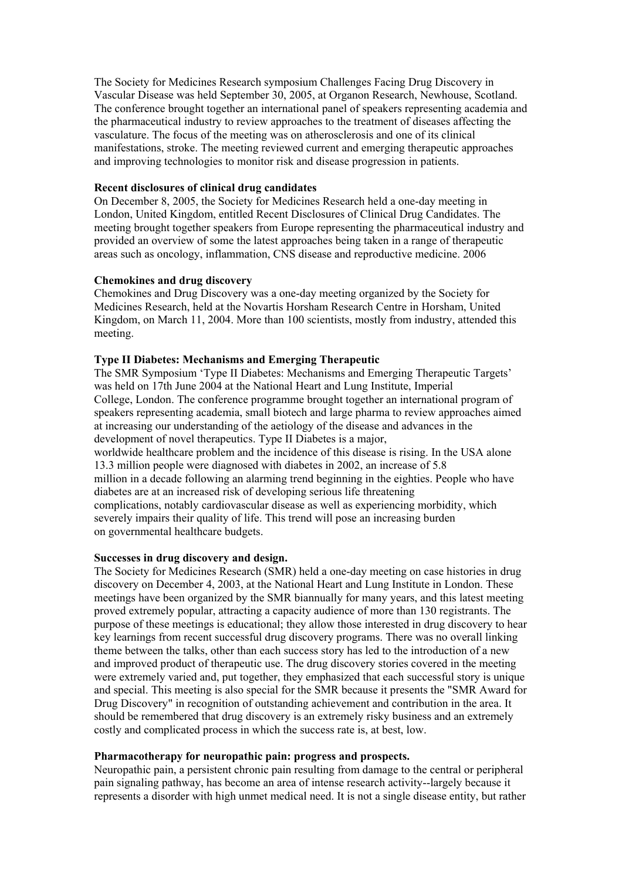The Society for Medicines Research symposium Challenges Facing Drug Discovery in Vascular Disease was held September 30, 2005, at Organon Research, Newhouse, Scotland. The conference brought together an international panel of speakers representing academia and the pharmaceutical industry to review approaches to the treatment of diseases affecting the vasculature. The focus of the meeting was on atherosclerosis and one of its clinical manifestations, stroke. The meeting reviewed current and emerging therapeutic approaches and improving technologies to monitor risk and disease progression in patients.

**Recent disclosures of clinical drug candidates**

On December 8, 2005, the Society for Medicines Research held a one-day meeting in London, United Kingdom, entitled Recent Disclosures of Clinical Drug Candidates. The meeting brought together speakers from Europe representing the pharmaceutical industry and provided an overview of some the latest approaches being taken in a range of therapeutic areas such as oncology, inflammation, CNS disease and reproductive medicine. 2006

**Chemokines and drug discovery**

Chemokines and Drug Discovery was a one-day meeting organized by the Society for Medicines Research, held at the Novartis Horsham Research Centre in Horsham, United Kingdom, on March 11, 2004. More than 100 scientists, mostly from industry, attended this meeting.

**Type II Diabetes: Mechanisms and Emerging Therapeutic**

The SMR Symposium 'Type II Diabetes: Mechanisms and Emerging Therapeutic Targets' was held on 17th June 2004 at the National Heart and Lung Institute, Imperial College, London. The conference programme brought together an international program of speakers representing academia, small biotech and large pharma to review approaches aimed at increasing our understanding of the aetiology of the disease and advances in the development of novel therapeutics. Type II Diabetes is a major, worldwide healthcare problem and the incidence of this disease is rising. In the USA alone 13.3 million people were diagnosed with diabetes in 2002, an increase of 5.8 million in a decade following an alarming trend beginning in the eighties. People who have diabetes are at an increased risk of developing serious life threatening complications, notably cardiovascular disease as well as experiencing morbidity, which severely impairs their quality of life. This trend will pose an increasing burden on governmental healthcare budgets.

**Successes in drug discovery and design.**

The Society for Medicines Research (SMR) held a one-day meeting on case histories in drug discovery on December 4, 2003, at the National Heart and Lung Institute in London. These meetings have been organized by the SMR biannually for many years, and this latest meeting proved extremely popular, attracting a capacity audience of more than 130 registrants. The purpose of these meetings is educational; they allow those interested in drug discovery to hear key learnings from recent successful drug discovery programs. There was no overall linking theme between the talks, other than each success story has led to the introduction of a new and improved product of therapeutic use. The drug discovery stories covered in the meeting were extremely varied and, put together, they emphasized that each successful story is unique and special. This meeting is also special for the SMR because it presents the "SMR Award for Drug Discovery" in recognition of outstanding achievement and contribution in the area. It should be remembered that drug discovery is an extremely risky business and an extremely costly and complicated process in which the success rate is, at best, low.

**Pharmacotherapy for neuropathic pain: progress and prospects.**

Neuropathic pain, a persistent chronic pain resulting from damage to the central or peripheral pain signaling pathway, has become an area of intense research activity--largely because it represents a disorder with high unmet medical need. It is not a single disease entity, but rather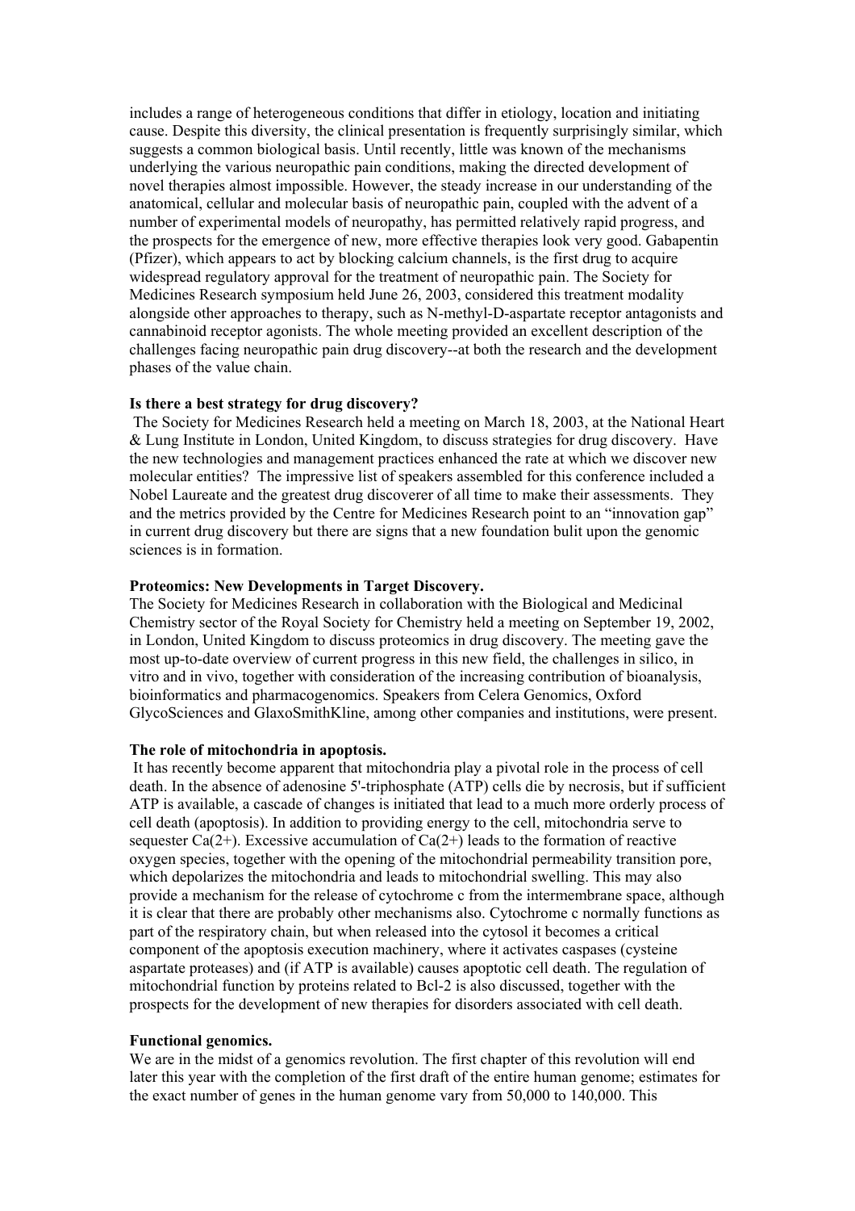includes a range of heterogeneous conditions that differ in etiology, location and initiating cause. Despite this diversity, the clinical presentation is frequently surprisingly similar, which suggests a common biological basis. Until recently, little was known of the mechanisms underlying the various neuropathic pain conditions, making the directed development of novel therapies almost impossible. However, the steady increase in our understanding of the anatomical, cellular and molecular basis of neuropathic pain, coupled with the advent of a number of experimental models of neuropathy, has permitted relatively rapid progress, and the prospects for the emergence of new, more effective therapies look very good. Gabapentin (Pfizer), which appears to act by blocking calcium channels, is the first drug to acquire widespread regulatory approval for the treatment of neuropathic pain. The Society for Medicines Research symposium held June 26, 2003, considered this treatment modality alongside other approaches to therapy, such as N-methyl-D-aspartate receptor antagonists and cannabinoid receptor agonists. The whole meeting provided an excellent description of the challenges facing neuropathic pain drug discovery--at both the research and the development phases of the value chain.

**Is there a best strategy for drug discovery?**

The Society for Medicines Research held a meeting on March 18, 2003, at the National Heart & Lung Institute in London, United Kingdom, to discuss strategies for drug discovery. Have the new technologies and management practices enhanced the rate at which we discover new molecular entities? The impressive list of speakers assembled for this conference included a Nobel Laureate and the greatest drug discoverer of all time to make their assessments. They and the metrics provided by the Centre for Medicines Research point to an "innovation gap" in current drug discovery but there are signs that a new foundation bulit upon the genomic sciences is in formation.

**Proteomics: New Developments in Target Discovery.**

The Society for Medicines Research in collaboration with the Biological and Medicinal Chemistry sector of the Royal Society for Chemistry held a meeting on September 19, 2002, in London, United Kingdom to discuss proteomics in drug discovery. The meeting gave the most up-to-date overview of current progress in this new field, the challenges in silico, in vitro and in vivo, together with consideration of the increasing contribution of bioanalysis, bioinformatics and pharmacogenomics. Speakers from Celera Genomics, Oxford GlycoSciences and GlaxoSmithKline, among other companies and institutions, were present.

**The role of mitochondria in apoptosis.**

It has recently become apparent that mitochondria play a pivotal role in the process of cell death. In the absence of adenosine 5'-triphosphate (ATP) cells die by necrosis, but if sufficient ATP is available, a cascade of changes is initiated that lead to a much more orderly process of cell death (apoptosis). In addition to providing energy to the cell, mitochondria serve to sequester $Ca^{2+}$. Excessive accumulation of $Ca^{2+}$ leads to the formation of reactive oxygen species, together with the opening of the mitochondrial permeability transition pore, which depolarizes the mitochondria and leads to mitochondrial swelling. This may also provide a mechanism for the release of cytochrome c from the intermembrane space, although it is clear that there are probably other mechanisms also. Cytochrome c normally functions as part of the respiratory chain, but when released into the cytosol it becomes a critical component of the apoptosis execution machinery, where it activates caspases (cysteine aspartate proteases) and (if ATP is available) causes apoptotic cell death. The regulation of mitochondrial function by proteins related to Bcl-2 is also discussed, together with the prospects for the development of new therapies for disorders associated with cell death.

**Functional genomics.**

We are in the midst of a genomics revolution. The first chapter of this revolution will end later this year with the completion of the first draft of the entire human genome; estimates for the exact number of genes in the human genome vary from 50,000 to 140,000. This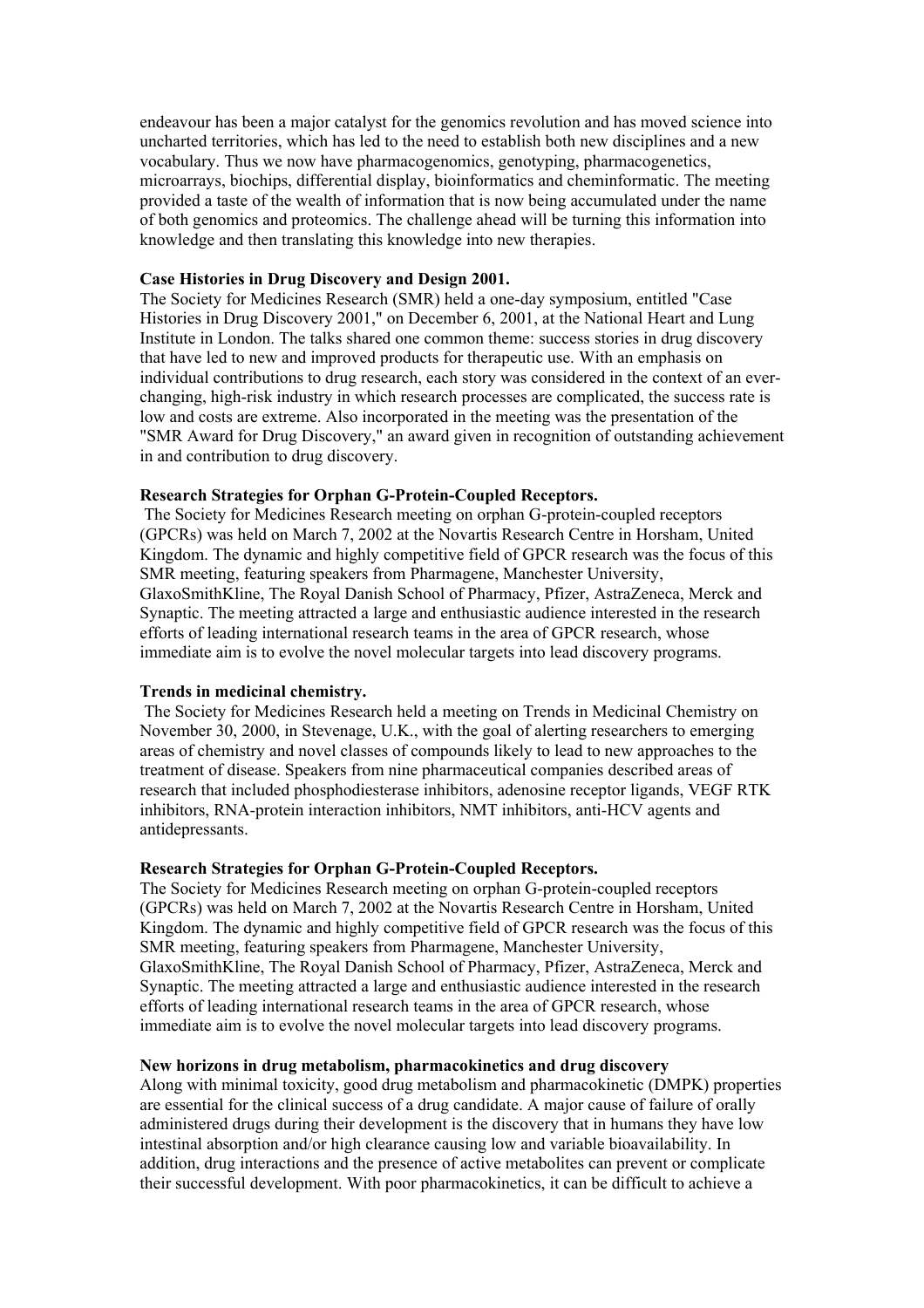endeavour has been a major catalyst for the genomics revolution and has moved science into uncharted territories, which has led to the need to establish both new disciplines and a new vocabulary. Thus we now have pharmacogenomics, genotyping, pharmacogenetics, microarrays, biochips, differential display, bioinformatics and cheminformatic. The meeting provided a taste of the wealth of information that is now being accumulated under the name of both genomics and proteomics. The challenge ahead will be turning this information into knowledge and then translating this knowledge into new therapies.

**Case Histories in Drug Discovery and Design 2001.**

The Society for Medicines Research (SMR) held a one-day symposium, entitled "Case Histories in Drug Discovery 2001," on December 6, 2001, at the National Heart and Lung Institute in London. The talks shared one common theme: success stories in drug discovery that have led to new and improved products for therapeutic use. With an emphasis on individual contributions to drug research, each story was considered in the context of an ever-changing, high-risk industry in which research processes are complicated, the success rate is low and costs are extreme. Also incorporated in the meeting was the presentation of the "SMR Award for Drug Discovery," an award given in recognition of outstanding achievement in and contribution to drug discovery.

**Research Strategies for Orphan G-Protein-Coupled Receptors.**

The Society for Medicines Research meeting on orphan G-protein-coupled receptors (GPCRs) was held on March 7, 2002 at the Novartis Research Centre in Horsham, United Kingdom. The dynamic and highly competitive field of GPCR research was the focus of this SMR meeting, featuring speakers from Pharmagene, Manchester University, GlaxoSmithKline, The Royal Danish School of Pharmacy, Pfizer, AstraZeneca, Merck and Synaptic. The meeting attracted a large and enthusiastic audience interested in the research efforts of leading international research teams in the area of GPCR research, whose immediate aim is to evolve the novel molecular targets into lead discovery programs.

**Trends in medicinal chemistry.**

The Society for Medicines Research held a meeting on Trends in Medicinal Chemistry on November 30, 2000, in Stevenage, U.K., with the goal of alerting researchers to emerging areas of chemistry and novel classes of compounds likely to lead to new approaches to the treatment of disease. Speakers from nine pharmaceutical companies described areas of research that included phosphodiesterase inhibitors, adenosine receptor ligands, VEGF RTK inhibitors, RNA-protein interaction inhibitors, NMT inhibitors, anti-HCV agents and antidepressants.

**Research Strategies for Orphan G-Protein-Coupled Receptors.**

The Society for Medicines Research meeting on orphan G-protein-coupled receptors (GPCRs) was held on March 7, 2002 at the Novartis Research Centre in Horsham, United Kingdom. The dynamic and highly competitive field of GPCR research was the focus of this SMR meeting, featuring speakers from Pharmagene, Manchester University, GlaxoSmithKline, The Royal Danish School of Pharmacy, Pfizer, AstraZeneca, Merck and Synaptic. The meeting attracted a large and enthusiastic audience interested in the research efforts of leading international research teams in the area of GPCR research, whose immediate aim is to evolve the novel molecular targets into lead discovery programs.

**New horizons in drug metabolism, pharmacokinetics and drug discovery**

Along with minimal toxicity, good drug metabolism and pharmacokinetic (DMPK) properties are essential for the clinical success of a drug candidate. A major cause of failure of orally administered drugs during their development is the discovery that in humans they have low intestinal absorption and/or high clearance causing low and variable bioavailability. In addition, drug interactions and the presence of active metabolites can prevent or complicate their successful development. With poor pharmacokinetics, it can be difficult to achieve a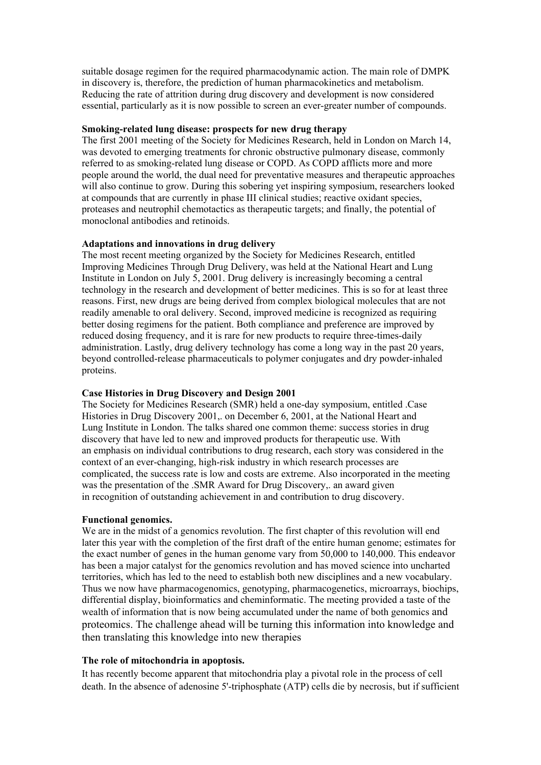suitable dosage regimen for the required pharmacodynamic action. The main role of DMPK in discovery is, therefore, the prediction of human pharmacokinetics and metabolism. Reducing the rate of attrition during drug discovery and development is now considered essential, particularly as it is now possible to screen an ever-greater number of compounds.

**Smoking-related lung disease: prospects for new drug therapy**

The first 2001 meeting of the Society for Medicines Research, held in London on March 14, was devoted to emerging treatments for chronic obstructive pulmonary disease, commonly referred to as smoking-related lung disease or COPD. As COPD afflicts more and more people around the world, the dual need for preventative measures and therapeutic approaches will also continue to grow. During this sobering yet inspiring symposium, researchers looked at compounds that are currently in phase III clinical studies; reactive oxidant species, proteases and neutrophil chemotactics as therapeutic targets; and finally, the potential of monoclonal antibodies and retinoids.

**Adaptations and innovations in drug delivery**

The most recent meeting organized by the Society for Medicines Research, entitled Improving Medicines Through Drug Delivery, was held at the National Heart and Lung Institute in London on July 5, 2001. Drug delivery is increasingly becoming a central technology in the research and development of better medicines. This is so for at least three reasons. First, new drugs are being derived from complex biological molecules that are not readily amenable to oral delivery. Second, improved medicine is recognized as requiring better dosing regimens for the patient. Both compliance and preference are improved by reduced dosing frequency, and it is rare for new products to require three-times-daily administration. Lastly, drug delivery technology has come a long way in the past 20 years, beyond controlled-release pharmaceuticals to polymer conjugates and dry powder-inhaled proteins.

**Case Histories in Drug Discovery and Design 2001**

The Society for Medicines Research (SMR) held a one-day symposium, entitled .Case Histories in Drug Discovery 2001,. on December 6, 2001, at the National Heart and Lung Institute in London. The talks shared one common theme: success stories in drug discovery that have led to new and improved products for therapeutic use. With an emphasis on individual contributions to drug research, each story was considered in the context of an ever-changing, high-risk industry in which research processes are complicated, the success rate is low and costs are extreme. Also incorporated in the meeting was the presentation of the .SMR Award for Drug Discovery,. an award given in recognition of outstanding achievement in and contribution to drug discovery.

**Functional genomics.**

We are in the midst of a genomics revolution. The first chapter of this revolution will end later this year with the completion of the first draft of the entire human genome; estimates for the exact number of genes in the human genome vary from 50,000 to 140,000. This endeavor has been a major catalyst for the genomics revolution and has moved science into uncharted territories, which has led to the need to establish both new disciplines and a new vocabulary. Thus we now have pharmacogenomics, genotyping, pharmacogenetics, microarrays, biochips, differential display, bioinformatics and cheminformatic. The meeting provided a taste of the wealth of information that is now being accumulated under the name of both genomics and proteomics. The challenge ahead will be turning this information into knowledge and then translating this knowledge into new therapies

**The role of mitochondria in apoptosis.**

It has recently become apparent that mitochondria play a pivotal role in the process of cell death. In the absence of adenosine 5'-triphosphate (ATP) cells die by necrosis, but if sufficient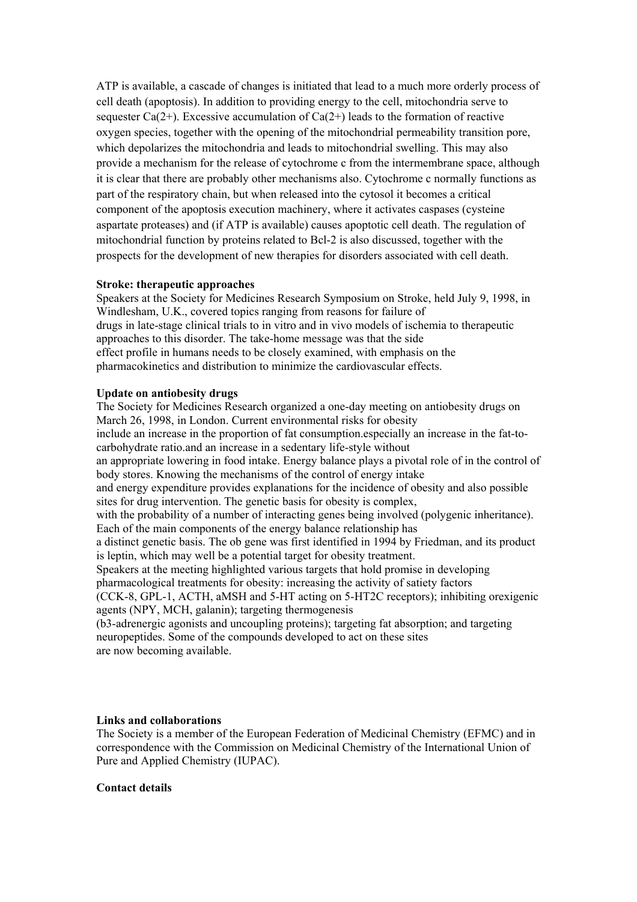ATP is available, a cascade of changes is initiated that lead to a much more orderly process of cell death (apoptosis). In addition to providing energy to the cell, mitochondria serve to sequester Ca(2+). Excessive accumulation of Ca(2+) leads to the formation of reactive oxygen species, together with the opening of the mitochondrial permeability transition pore, which depolarizes the mitochondria and leads to mitochondrial swelling. This may also provide a mechanism for the release of cytochrome c from the intermembrane space, although it is clear that there are probably other mechanisms also. Cytochrome c normally functions as part of the respiratory chain, but when released into the cytosol it becomes a critical component of the apoptosis execution machinery, where it activates caspases (cysteine aspartate proteases) and (if ATP is available) causes apoptotic cell death. The regulation of mitochondrial function by proteins related to Bcl-2 is also discussed, together with the prospects for the development of new therapies for disorders associated with cell death.

**Stroke: therapeutic approaches**

Speakers at the Society for Medicines Research Symposium on Stroke, held July 9, 1998, in Windlesham, U.K., covered topics ranging from reasons for failure of drugs in late-stage clinical trials to in vitro and in vivo models of ischemia to therapeutic approaches to this disorder. The take-home message was that the side effect profile in humans needs to be closely examined, with emphasis on the pharmacokinetics and distribution to minimize the cardiovascular effects.

**Update on antiobesity drugs**

The Society for Medicines Research organized a one-day meeting on antiobesity drugs on March 26, 1998, in London. Current environmental risks for obesity include an increase in the proportion of fat consumption.especially an increase in the fat-to-carbohydrate ratio.and an increase in a sedentary life-style without an appropriate lowering in food intake. Energy balance plays a pivotal role of in the control of body stores. Knowing the mechanisms of the control of energy intake and energy expenditure provides explanations for the incidence of obesity and also possible sites for drug intervention. The genetic basis for obesity is complex, with the probability of a number of interacting genes being involved (polygenic inheritance). Each of the main components of the energy balance relationship has a distinct genetic basis. The ob gene was first identified in 1994 by Friedman, and its product is leptin, which may well be a potential target for obesity treatment.
Speakers at the meeting highlighted various targets that hold promise in developing pharmacological treatments for obesity: increasing the activity of satiety factors (CCK-8, GPL-1, ACTH, aMSH and 5-HT acting on 5-HT2C receptors); inhibiting orexigenic agents (NPY, MCH, galanin); targeting thermogenesis (b3-adrenergic agonists and uncoupling proteins); targeting fat absorption; and targeting neuropeptides. Some of the compounds developed to act on these sites are now becoming available.

**Links and collaborations**

The Society is a member of the European Federation of Medicinal Chemistry (EFMC) and in correspondence with the Commission on Medicinal Chemistry of the International Union of Pure and Applied Chemistry (IUPAC).

**Contact details**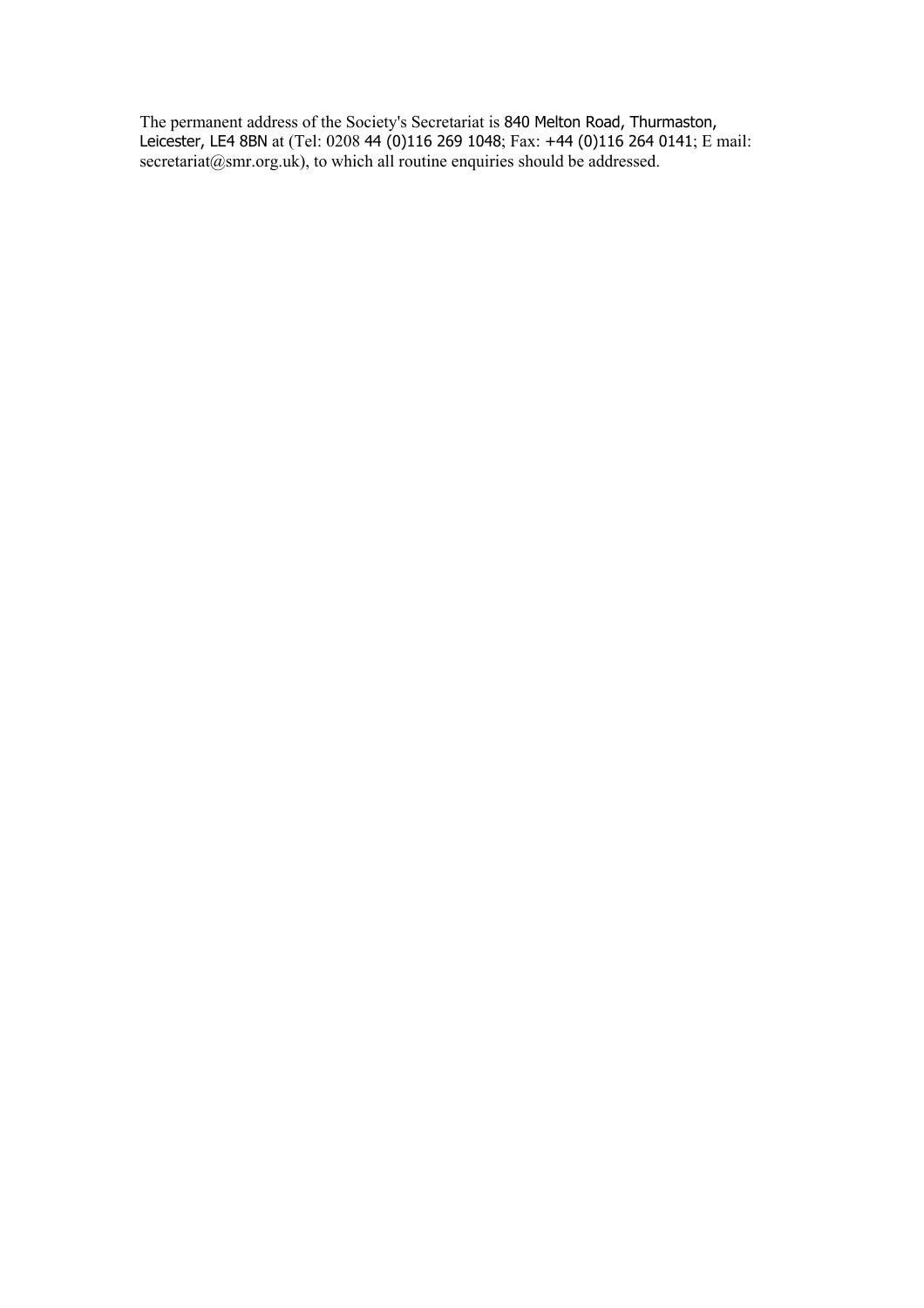The permanent address of the Society's Secretariat is 840 Melton Road, Thurmaston, Leicester, LE4 8BN at (Tel: 0208 44 (0)116 269 1048; Fax: +44 (0)116 264 0141; E mail: secretariat@smr.org.uk), to which all routine enquiries should be addressed.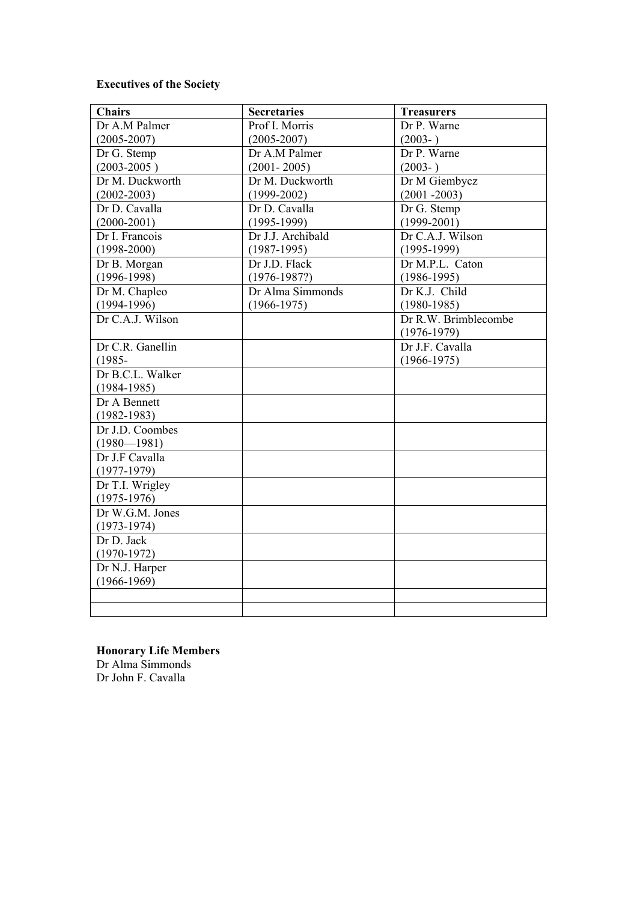**Executives of the Society**

| Chairs | Secretaries | Treasurers |
|---|---|---|
| Dr A.M Palmer (2005-2007) | Prof I. Morris (2005-2007) | Dr P. Warne (2003- ) |
| Dr G. Stemp (2003-2005 ) | Dr A.M Palmer (2001- 2005) | Dr P. Warne (2003- ) |
| Dr M. Duckworth (2002-2003) | Dr M. Duckworth (1999-2002) | Dr M Giembycz (2001 -2003) |
| Dr D. Cavalla (2000-2001) | Dr D. Cavalla (1995-1999) | Dr G. Stemp (1999-2001) |
| Dr I. Francois (1998-2000) | Dr J.J. Archibald (1987-1995) | Dr C.A.J. Wilson (1995-1999) |
| Dr B. Morgan (1996-1998) | Dr J.D. Flack (1976-1987?) | Dr M.P.L. Caton (1986-1995) |
| Dr M. Chapleo (1994-1996) | Dr Alma Simmonds (1966-1975) | Dr K.J. Child (1980-1985) |
| Dr C.A.J. Wilson | | Dr R.W. Brimblecombe (1976-1979) |
| Dr C.R. Ganellin (1985- | | Dr J.F. Cavalla (1966-1975) |
| Dr B.C.L. Walker (1984-1985) | | |
| Dr A Bennett (1982-1983) | | |
| Dr J.D. Coombes (1980—1981) | | |
| Dr J.F Cavalla (1977-1979) | | |
| Dr T.I. Wrigley (1975-1976) | | |
| Dr W.G.M. Jones (1973-1974) | | |
| Dr D. Jack (1970-1972) | | |
| Dr N.J. Harper (1966-1969) | | |
| | | |
| | | |

**Honorary Life Members**
Dr Alma Simmonds
Dr John F. Cavalla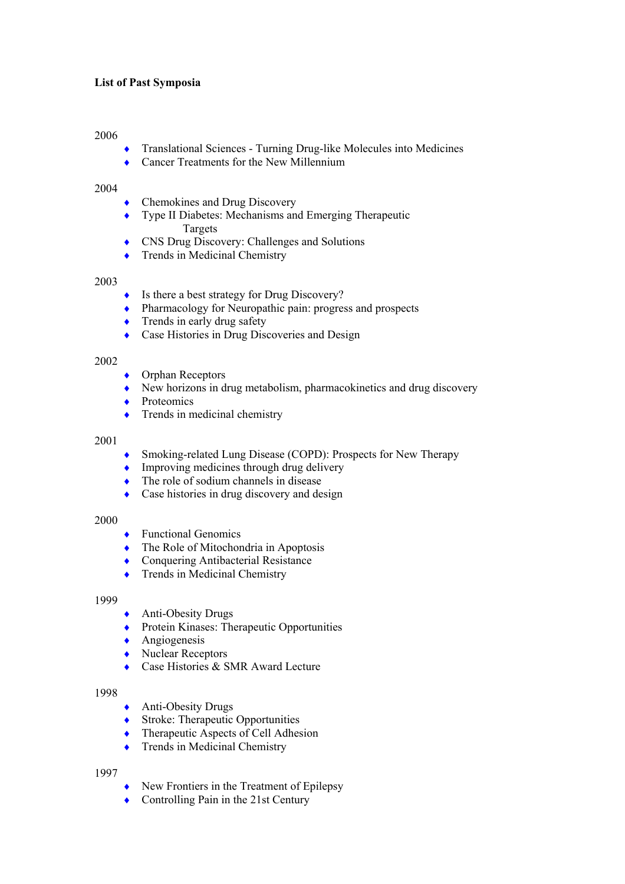**List of Past Symposia**

2006

- Translational Sciences - Turning Drug-like Molecules into Medicines
- Cancer Treatments for the New Millennium

2004

- Chemokines and Drug Discovery
- Type II Diabetes: Mechanisms and Emerging Therapeutic Targets
- CNS Drug Discovery: Challenges and Solutions
- Trends in Medicinal Chemistry

2003

- Is there a best strategy for Drug Discovery?
- Pharmacology for Neuropathic pain: progress and prospects
- Trends in early drug safety
- Case Histories in Drug Discoveries and Design

2002

- Orphan Receptors
- New horizons in drug metabolism, pharmacokinetics and drug discovery
- Proteomics
- Trends in medicinal chemistry

2001

- Smoking-related Lung Disease (COPD): Prospects for New Therapy
- Improving medicines through drug delivery
- The role of sodium channels in disease
- Case histories in drug discovery and design

2000

- Functional Genomics
- The Role of Mitochondria in Apoptosis
- Conquering Antibacterial Resistance
- Trends in Medicinal Chemistry

1999

- Anti-Obesity Drugs
- Protein Kinases: Therapeutic Opportunities
- Angiogenesis
- Nuclear Receptors
- Case Histories & SMR Award Lecture

1998

- Anti-Obesity Drugs
- Stroke: Therapeutic Opportunities
- Therapeutic Aspects of Cell Adhesion
- Trends in Medicinal Chemistry

1997

- New Frontiers in the Treatment of Epilepsy
- Controlling Pain in the 21st Century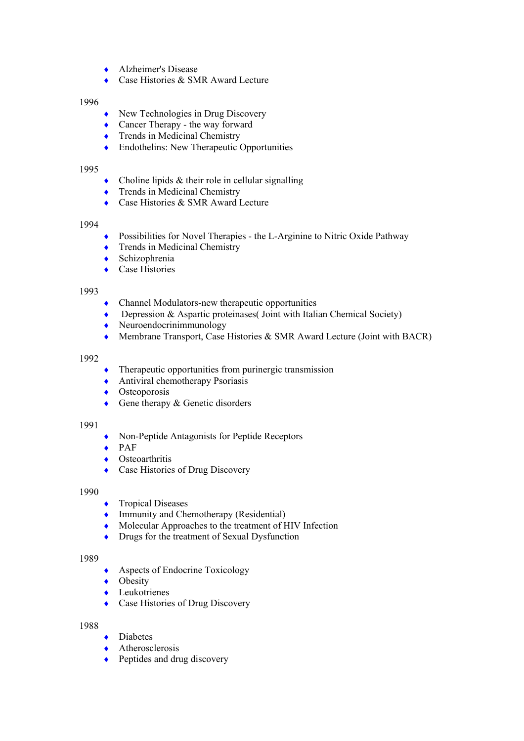- Alzheimer's Disease
- Case Histories & SMR Award Lecture

1996

- New Technologies in Drug Discovery
- Cancer Therapy - the way forward
- Trends in Medicinal Chemistry
- Endothelins: New Therapeutic Opportunities

1995

- Choline lipids & their role in cellular signalling
- Trends in Medicinal Chemistry
- Case Histories & SMR Award Lecture

1994

- Possibilities for Novel Therapies - the L-Arginine to Nitric Oxide Pathway
- Trends in Medicinal Chemistry
- Schizophrenia
- Case Histories

1993

- Channel Modulators-new therapeutic opportunities
- Depression & Aspartic proteinases( Joint with Italian Chemical Society)
- Neuroendocrinimmunology
- Membrane Transport, Case Histories & SMR Award Lecture (Joint with BACR)

1992

- Therapeutic opportunities from purinergic transmission
- Antiviral chemotherapy Psoriasis
- Osteoporosis
- Gene therapy & Genetic disorders

1991

- Non-Peptide Antagonists for Peptide Receptors
- PAF
- Osteoarthritis
- Case Histories of Drug Discovery

1990

- Tropical Diseases
- Immunity and Chemotherapy (Residential)
- Molecular Approaches to the treatment of HIV Infection
- Drugs for the treatment of Sexual Dysfunction

1989

- Aspects of Endocrine Toxicology
- Obesity
- Leukotrienes
- Case Histories of Drug Discovery

1988

- Diabetes
- Atherosclerosis
- Peptides and drug discovery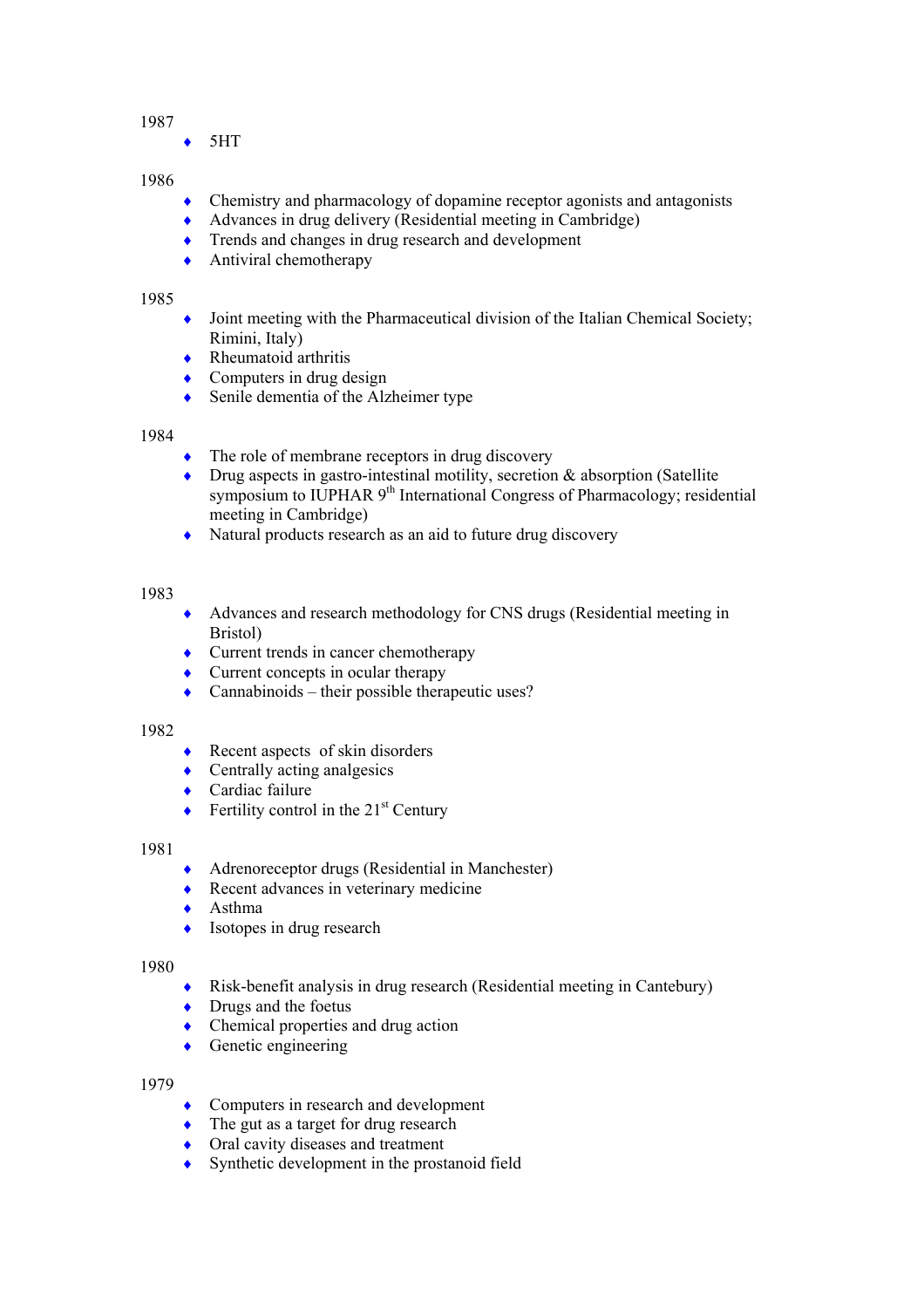1987

- 5HT

1986

- Chemistry and pharmacology of dopamine receptor agonists and antagonists
- Advances in drug delivery (Residential meeting in Cambridge)
- Trends and changes in drug research and development
- Antiviral chemotherapy

1985

- Joint meeting with the Pharmaceutical division of the Italian Chemical Society; Rimini, Italy)
- Rheumatoid arthritis
- Computers in drug design
- Senile dementia of the Alzheimer type

1984

- The role of membrane receptors in drug discovery
- Drug aspects in gastro-intestinal motility, secretion & absorption (Satellite symposium to IUPHAR 9th International Congress of Pharmacology; residential meeting in Cambridge)
- Natural products research as an aid to future drug discovery

1983

- Advances and research methodology for CNS drugs (Residential meeting in Bristol)
- Current trends in cancer chemotherapy
- Current concepts in ocular therapy
- Cannabinoids – their possible therapeutic uses?

1982

- Recent aspects of skin disorders
- Centrally acting analgesics
- Cardiac failure
- Fertility control in the 21st Century

1981

- Adrenoreceptor drugs (Residential in Manchester)
- Recent advances in veterinary medicine
- Asthma
- Isotopes in drug research

1980

- Risk-benefit analysis in drug research (Residential meeting in Cantebury)
- Drugs and the foetus
- Chemical properties and drug action
- Genetic engineering

1979

- Computers in research and development
- The gut as a target for drug research
- Oral cavity diseases and treatment
- Synthetic development in the prostanoid field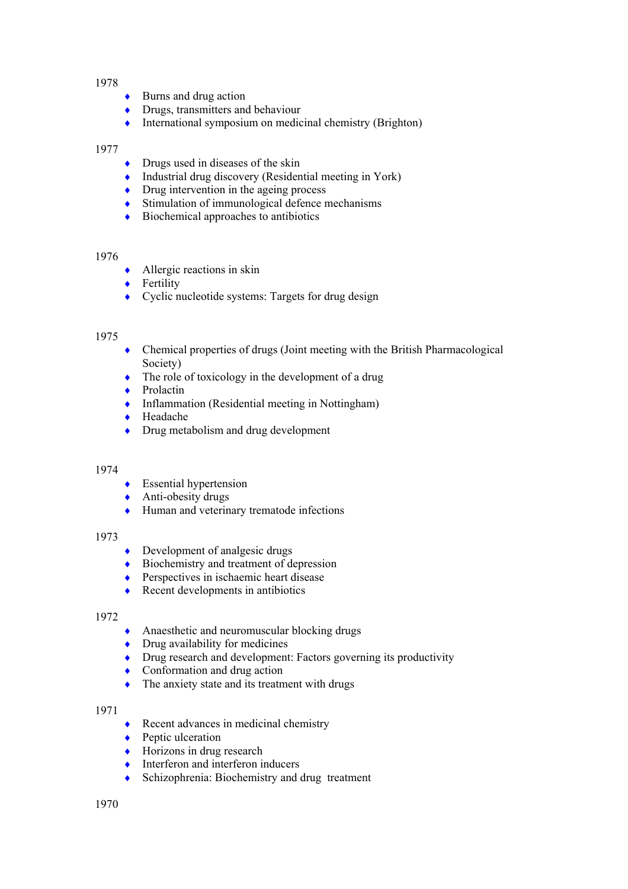1978

- Burns and drug action
- Drugs, transmitters and behaviour
- International symposium on medicinal chemistry (Brighton)

1977

- Drugs used in diseases of the skin
- Industrial drug discovery (Residential meeting in York)
- Drug intervention in the ageing process
- Stimulation of immunological defence mechanisms
- Biochemical approaches to antibiotics

1976

- Allergic reactions in skin
- Fertility
- Cyclic nucleotide systems: Targets for drug design

1975

- Chemical properties of drugs (Joint meeting with the British Pharmacological Society)
- The role of toxicology in the development of a drug
- Prolactin
- Inflammation (Residential meeting in Nottingham)
- Headache
- Drug metabolism and drug development

1974

- Essential hypertension
- Anti-obesity drugs
- Human and veterinary trematode infections

1973

- Development of analgesic drugs
- Biochemistry and treatment of depression
- Perspectives in ischaemic heart disease
- Recent developments in antibiotics

1972

- Anaesthetic and neuromuscular blocking drugs
- Drug availability for medicines
- Drug research and development: Factors governing its productivity
- Conformation and drug action
- The anxiety state and its treatment with drugs

1971

- Recent advances in medicinal chemistry
- Peptic ulceration
- Horizons in drug research
- Interferon and interferon inducers
- Schizophrenia: Biochemistry and drug treatment

1970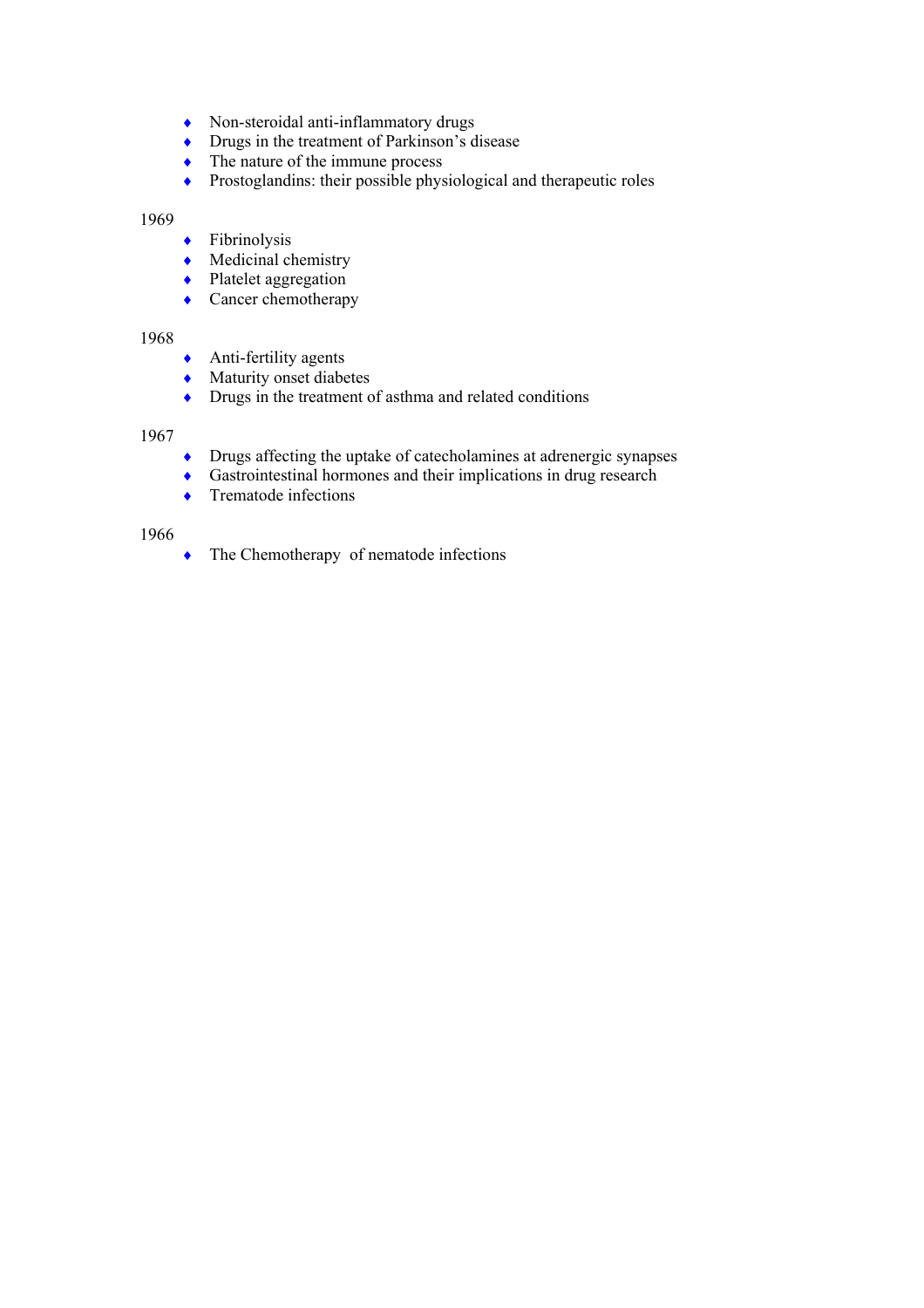- Non-steroidal anti-inflammatory drugs
- Drugs in the treatment of Parkinson's disease
- The nature of the immune process
- Prostoglandins: their possible physiological and therapeutic roles

1969

- Fibrinolysis
- Medicinal chemistry
- Platelet aggregation
- Cancer chemotherapy

1968

- Anti-fertility agents
- Maturity onset diabetes
- Drugs in the treatment of asthma and related conditions

1967

- Drugs affecting the uptake of catecholamines at adrenergic synapses
- Gastrointestinal hormones and their implications in drug research
- Trematode infections

1966

- The Chemotherapy of nematode infections